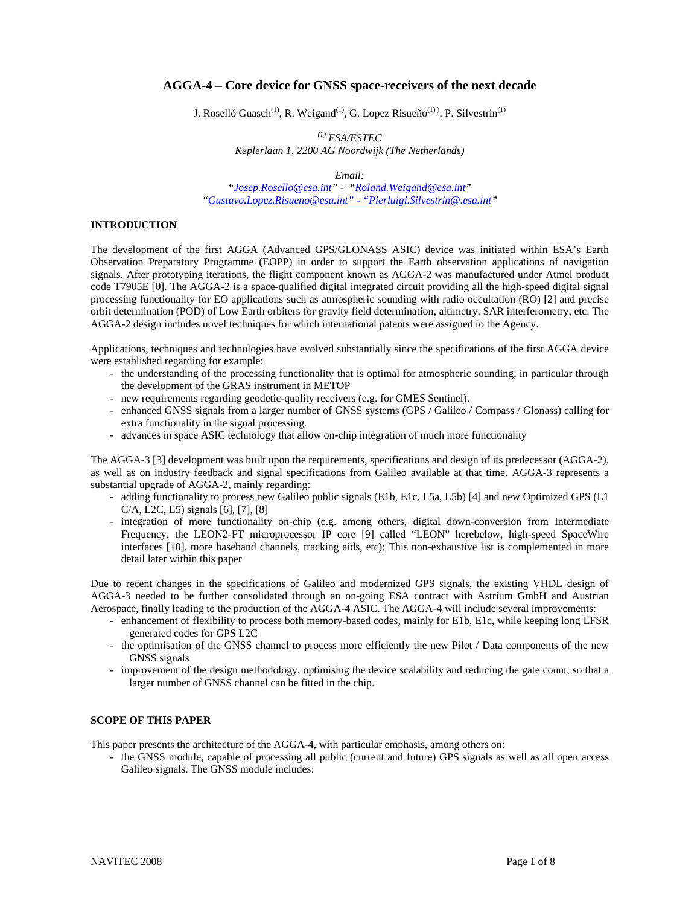# AGGA-4 – Core device for GNSS space-receivers of the next decade

J. Roselló Guasch[1], R. Weigand[1], G. Lopez Risueño[1], P. Silvestrin[1]

[1] *ESA/ESTEC*
*Keplerlaan 1, 2200 AG Noordwijk (The Netherlands)*

*Email:*
*"Josep.Rosello@esa.int" - "Roland.Weigand@esa.int"*
*"Gustavo.Lopez.Risueno@esa.int" - "Pierluigi.Silvestrin@esa.int"*

## INTRODUCTION

The development of the first AGGA (Advanced GPS/GLONASS ASIC) device was initiated within ESA's Earth Observation Preparatory Programme (EOPP) in order to support the Earth observation applications of navigation signals. After prototyping iterations, the flight component known as AGGA-2 was manufactured under Atmel product code T7905E [0]. The AGGA-2 is a space-qualified digital integrated circuit providing all the high-speed digital signal processing functionality for EO applications such as atmospheric sounding with radio occultation (RO) [2] and precise orbit determination (POD) of Low Earth orbiters for gravity field determination, altimetry, SAR interferometry, etc. The AGGA-2 design includes novel techniques for which international patents were assigned to the Agency.

Applications, techniques and technologies have evolved substantially since the specifications of the first AGGA device were established regarding for example:

- the understanding of the processing functionality that is optimal for atmospheric sounding, in particular through the development of the GRAS instrument in METOP
- new requirements regarding geodetic-quality receivers (e.g. for GMES Sentinel).
- enhanced GNSS signals from a larger number of GNSS systems (GPS / Galileo / Compass / Glonass) calling for extra functionality in the signal processing.
- advances in space ASIC technology that allow on-chip integration of much more functionality

The AGGA-3 [3] development was built upon the requirements, specifications and design of its predecessor (AGGA-2), as well as on industry feedback and signal specifications from Galileo available at that time. AGGA-3 represents a substantial upgrade of AGGA-2, mainly regarding:

- adding functionality to process new Galileo public signals (E1b, E1c, L5a, L5b) [4] and new Optimized GPS (L1 C/A, L2C, L5) signals [6], [7], [8]
- integration of more functionality on-chip (e.g. among others, digital down-conversion from Intermediate Frequency, the LEON2-FT microprocessor IP core [9] called "LEON" herebelow, high-speed SpaceWire interfaces [10], more baseband channels, tracking aids, etc); This non-exhaustive list is complemented in more detail later within this paper

Due to recent changes in the specifications of Galileo and modernized GPS signals, the existing VHDL design of AGGA-3 needed to be further consolidated through an on-going ESA contract with Astrium GmbH and Austrian Aerospace, finally leading to the production of the AGGA-4 ASIC. The AGGA-4 will include several improvements:

- enhancement of flexibility to process both memory-based codes, mainly for E1b, E1c, while keeping long LFSR generated codes for GPS L2C
- the optimisation of the GNSS channel to process more efficiently the new Pilot / Data components of the new GNSS signals
- improvement of the design methodology, optimising the device scalability and reducing the gate count, so that a larger number of GNSS channel can be fitted in the chip.

## SCOPE OF THIS PAPER

This paper presents the architecture of the AGGA-4, with particular emphasis, among others on:

- the GNSS module, capable of processing all public (current and future) GPS signals as well as all open access Galileo signals. The GNSS module includes: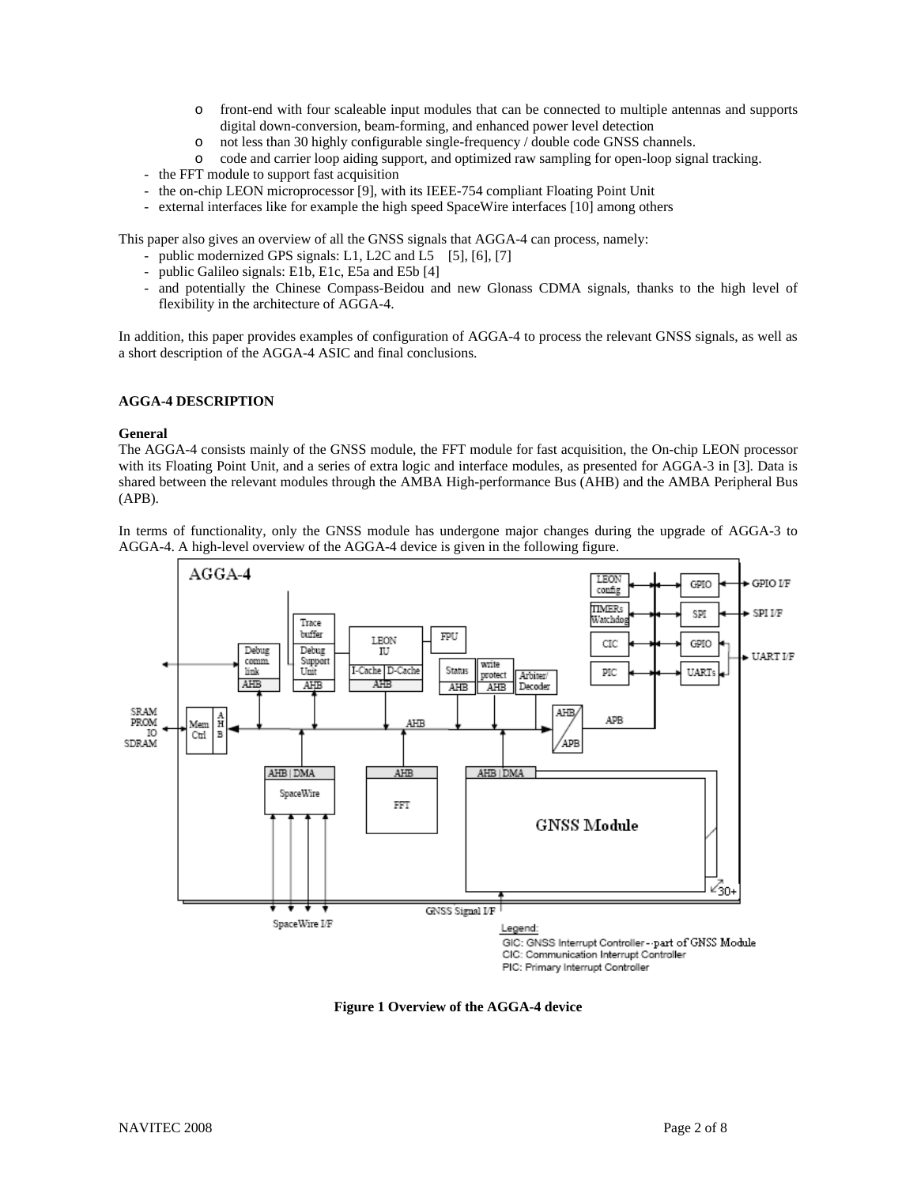- front-end with four scaleable input modules that can be connected to multiple antennas and supports digital down-conversion, beam-forming, and enhanced power level detection
  - not less than 30 highly configurable single-frequency / double code GNSS channels.
  - code and carrier loop aiding support, and optimized raw sampling for open-loop signal tracking.
- the FFT module to support fast acquisition
- the on-chip LEON microprocessor [9], with its IEEE-754 compliant Floating Point Unit
- external interfaces like for example the high speed SpaceWire interfaces [10] among others

This paper also gives an overview of all the GNSS signals that AGGA-4 can process, namely:

- public modernized GPS signals: L1, L2C and L5 [5], [6], [7]
- public Galileo signals: E1b, E1c, E5a and E5b [4]
- and potentially the Chinese Compass-Beidou and new Glonass CDMA signals, thanks to the high level of flexibility in the architecture of AGGA-4.

In addition, this paper provides examples of configuration of AGGA-4 to process the relevant GNSS signals, as well as a short description of the AGGA-4 ASIC and final conclusions.

## AGGA-4 DESCRIPTION

### General

The AGGA-4 consists mainly of the GNSS module, the FFT module for fast acquisition, the On-chip LEON processor with its Floating Point Unit, and a series of extra logic and interface modules, as presented for AGGA-3 in [3]. Data is shared between the relevant modules through the AMBA High-performance Bus (AHB) and the AMBA Peripheral Bus (APB).

In terms of functionality, only the GNSS module has undergone major changes during the upgrade of AGGA-3 to AGGA-4. A high-level overview of the AGGA-4 device is given in the following figure.

Legend:
GIC: GNSS Interrupt Controller - part of GNSS Module
CIC: Communication Interrupt Controller
PIC: Primary Interrupt Controller

**Figure 1 Overview of the AGGA-4 device**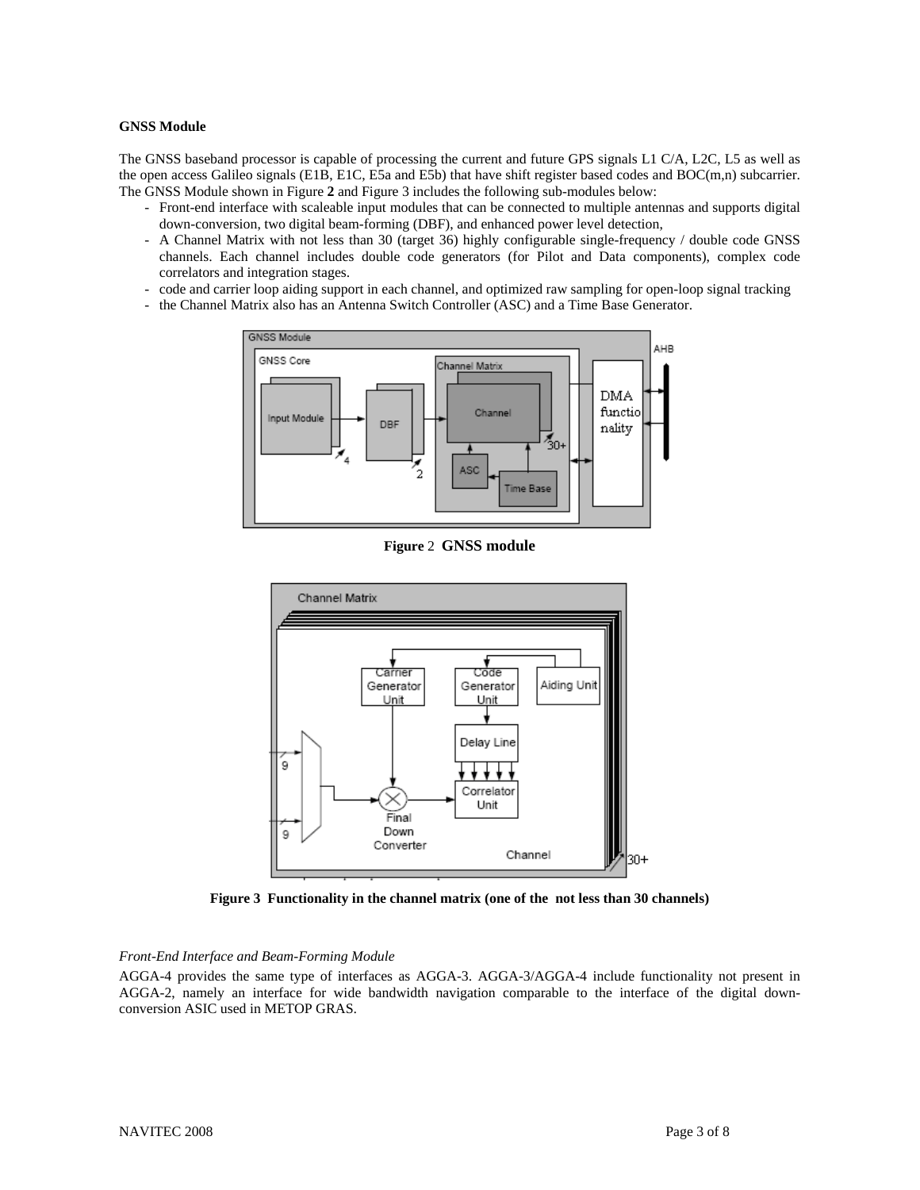**GNSS Module**

The GNSS baseband processor is capable of processing the current and future GPS signals L1 C/A, L2C, L5 as well as the open access Galileo signals (E1B, E1C, E5a and E5b) that have shift register based codes and BOC(m,n) subcarrier. The GNSS Module shown in Figure **2** and Figure 3 includes the following sub-modules below:

- Front-end interface with scaleable input modules that can be connected to multiple antennas and supports digital down-conversion, two digital beam-forming (DBF), and enhanced power level detection,
- A Channel Matrix with not less than 30 (target 36) highly configurable single-frequency / double code GNSS channels. Each channel includes double code generators (for Pilot and Data components), complex code correlators and integration stages.
- code and carrier loop aiding support in each channel, and optimized raw sampling for open-loop signal tracking
- the Channel Matrix also has an Antenna Switch Controller (ASC) and a Time Base Generator.

**Figure** 2 **GNSS module**

**Figure 3 Functionality in the channel matrix (one of the not less than 30 channels)**

*Front-End Interface and Beam-Forming Module*

AGGA-4 provides the same type of interfaces as AGGA-3. AGGA-3/AGGA-4 include functionality not present in AGGA-2, namely an interface for wide bandwidth navigation comparable to the interface of the digital down-conversion ASIC used in METOP GRAS.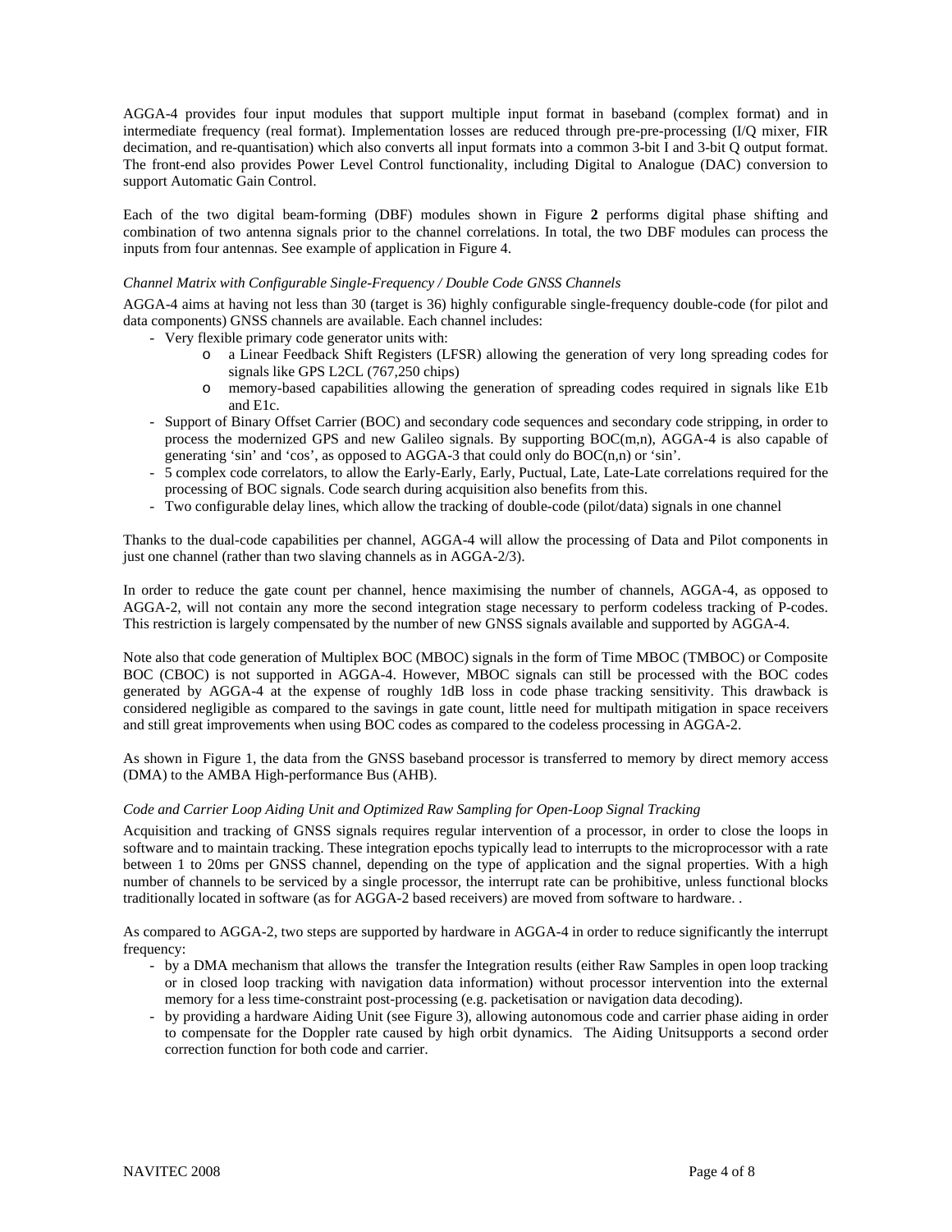AGGA-4 provides four input modules that support multiple input format in baseband (complex format) and in intermediate frequency (real format). Implementation losses are reduced through pre-pre-processing (I/Q mixer, FIR decimation, and re-quantisation) which also converts all input formats into a common 3-bit I and 3-bit Q output format. The front-end also provides Power Level Control functionality, including Digital to Analogue (DAC) conversion to support Automatic Gain Control.

Each of the two digital beam-forming (DBF) modules shown in Figure **2** performs digital phase shifting and combination of two antenna signals prior to the channel correlations. In total, the two DBF modules can process the inputs from four antennas. See example of application in Figure 4.

*Channel Matrix with Configurable Single-Frequency / Double Code GNSS Channels*

AGGA-4 aims at having not less than 30 (target is 36) highly configurable single-frequency double-code (for pilot and data components) GNSS channels are available. Each channel includes:

- Very flexible primary code generator units with:
  - a Linear Feedback Shift Registers (LFSR) allowing the generation of very long spreading codes for signals like GPS L2CL (767,250 chips)
  - memory-based capabilities allowing the generation of spreading codes required in signals like E1b and E1c.
- Support of Binary Offset Carrier (BOC) and secondary code sequences and secondary code stripping, in order to process the modernized GPS and new Galileo signals. By supporting BOC(m,n), AGGA-4 is also capable of generating 'sin' and 'cos', as opposed to AGGA-3 that could only do BOC(n,n) or 'sin'.
- 5 complex code correlators, to allow the Early-Early, Early, Puctual, Late, Late-Late correlations required for the processing of BOC signals. Code search during acquisition also benefits from this.
- Two configurable delay lines, which allow the tracking of double-code (pilot/data) signals in one channel

Thanks to the dual-code capabilities per channel, AGGA-4 will allow the processing of Data and Pilot components in just one channel (rather than two slaving channels as in AGGA-2/3).

In order to reduce the gate count per channel, hence maximising the number of channels, AGGA-4, as opposed to AGGA-2, will not contain any more the second integration stage necessary to perform codeless tracking of P-codes. This restriction is largely compensated by the number of new GNSS signals available and supported by AGGA-4.

Note also that code generation of Multiplex BOC (MBOC) signals in the form of Time MBOC (TMBOC) or Composite BOC (CBOC) is not supported in AGGA-4. However, MBOC signals can still be processed with the BOC codes generated by AGGA-4 at the expense of roughly 1dB loss in code phase tracking sensitivity. This drawback is considered negligible as compared to the savings in gate count, little need for multipath mitigation in space receivers and still great improvements when using BOC codes as compared to the codeless processing in AGGA-2.

As shown in Figure 1, the data from the GNSS baseband processor is transferred to memory by direct memory access (DMA) to the AMBA High-performance Bus (AHB).

*Code and Carrier Loop Aiding Unit and Optimized Raw Sampling for Open-Loop Signal Tracking*

Acquisition and tracking of GNSS signals requires regular intervention of a processor, in order to close the loops in software and to maintain tracking. These integration epochs typically lead to interrupts to the microprocessor with a rate between 1 to 20ms per GNSS channel, depending on the type of application and the signal properties. With a high number of channels to be serviced by a single processor, the interrupt rate can be prohibitive, unless functional blocks traditionally located in software (as for AGGA-2 based receivers) are moved from software to hardware. .

As compared to AGGA-2, two steps are supported by hardware in AGGA-4 in order to reduce significantly the interrupt frequency:

- by a DMA mechanism that allows the transfer the Integration results (either Raw Samples in open loop tracking or in closed loop tracking with navigation data information) without processor intervention into the external memory for a less time-constraint post-processing (e.g. packetisation or navigation data decoding).
- by providing a hardware Aiding Unit (see Figure 3), allowing autonomous code and carrier phase aiding in order to compensate for the Doppler rate caused by high orbit dynamics. The Aiding Unitsupports a second order correction function for both code and carrier.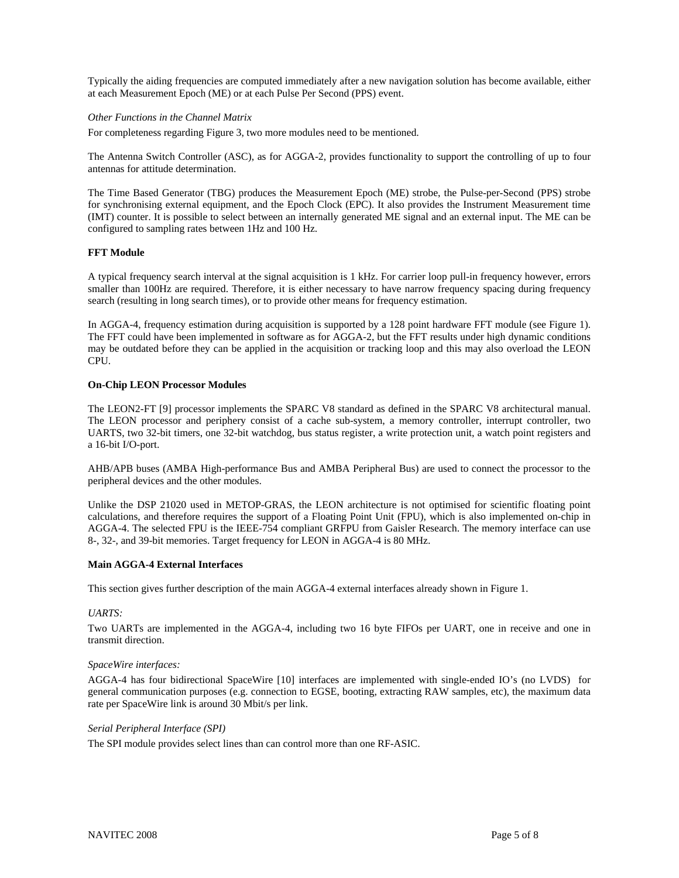Typically the aiding frequencies are computed immediately after a new navigation solution has become available, either at each Measurement Epoch (ME) or at each Pulse Per Second (PPS) event.

*Other Functions in the Channel Matrix*

For completeness regarding Figure 3, two more modules need to be mentioned.

The Antenna Switch Controller (ASC), as for AGGA-2, provides functionality to support the controlling of up to four antennas for attitude determination.

The Time Based Generator (TBG) produces the Measurement Epoch (ME) strobe, the Pulse-per-Second (PPS) strobe for synchronising external equipment, and the Epoch Clock (EPC). It also provides the Instrument Measurement time (IMT) counter. It is possible to select between an internally generated ME signal and an external input. The ME can be configured to sampling rates between 1Hz and 100 Hz.

**FFT Module**

A typical frequency search interval at the signal acquisition is 1 kHz. For carrier loop pull-in frequency however, errors smaller than 100Hz are required. Therefore, it is either necessary to have narrow frequency spacing during frequency search (resulting in long search times), or to provide other means for frequency estimation.

In AGGA-4, frequency estimation during acquisition is supported by a 128 point hardware FFT module (see Figure 1). The FFT could have been implemented in software as for AGGA-2, but the FFT results under high dynamic conditions may be outdated before they can be applied in the acquisition or tracking loop and this may also overload the LEON CPU.

**On-Chip LEON Processor Modules**

The LEON2-FT [9] processor implements the SPARC V8 standard as defined in the SPARC V8 architectural manual. The LEON processor and periphery consist of a cache sub-system, a memory controller, interrupt controller, two UARTS, two 32-bit timers, one 32-bit watchdog, bus status register, a write protection unit, a watch point registers and a 16-bit I/O-port.

AHB/APB buses (AMBA High-performance Bus and AMBA Peripheral Bus) are used to connect the processor to the peripheral devices and the other modules.

Unlike the DSP 21020 used in METOP-GRAS, the LEON architecture is not optimised for scientific floating point calculations, and therefore requires the support of a Floating Point Unit (FPU), which is also implemented on-chip in AGGA-4. The selected FPU is the IEEE-754 compliant GRFPU from Gaisler Research. The memory interface can use 8-, 32-, and 39-bit memories. Target frequency for LEON in AGGA-4 is 80 MHz.

**Main AGGA-4 External Interfaces**

This section gives further description of the main AGGA-4 external interfaces already shown in Figure 1.

*UARTS:*

Two UARTs are implemented in the AGGA-4, including two 16 byte FIFOs per UART, one in receive and one in transmit direction.

*SpaceWire interfaces:*

AGGA-4 has four bidirectional SpaceWire [10] interfaces are implemented with single-ended IO's (no LVDS) for general communication purposes (e.g. connection to EGSE, booting, extracting RAW samples, etc), the maximum data rate per SpaceWire link is around 30 Mbit/s per link.

*Serial Peripheral Interface (SPI)*

The SPI module provides select lines than can control more than one RF-ASIC.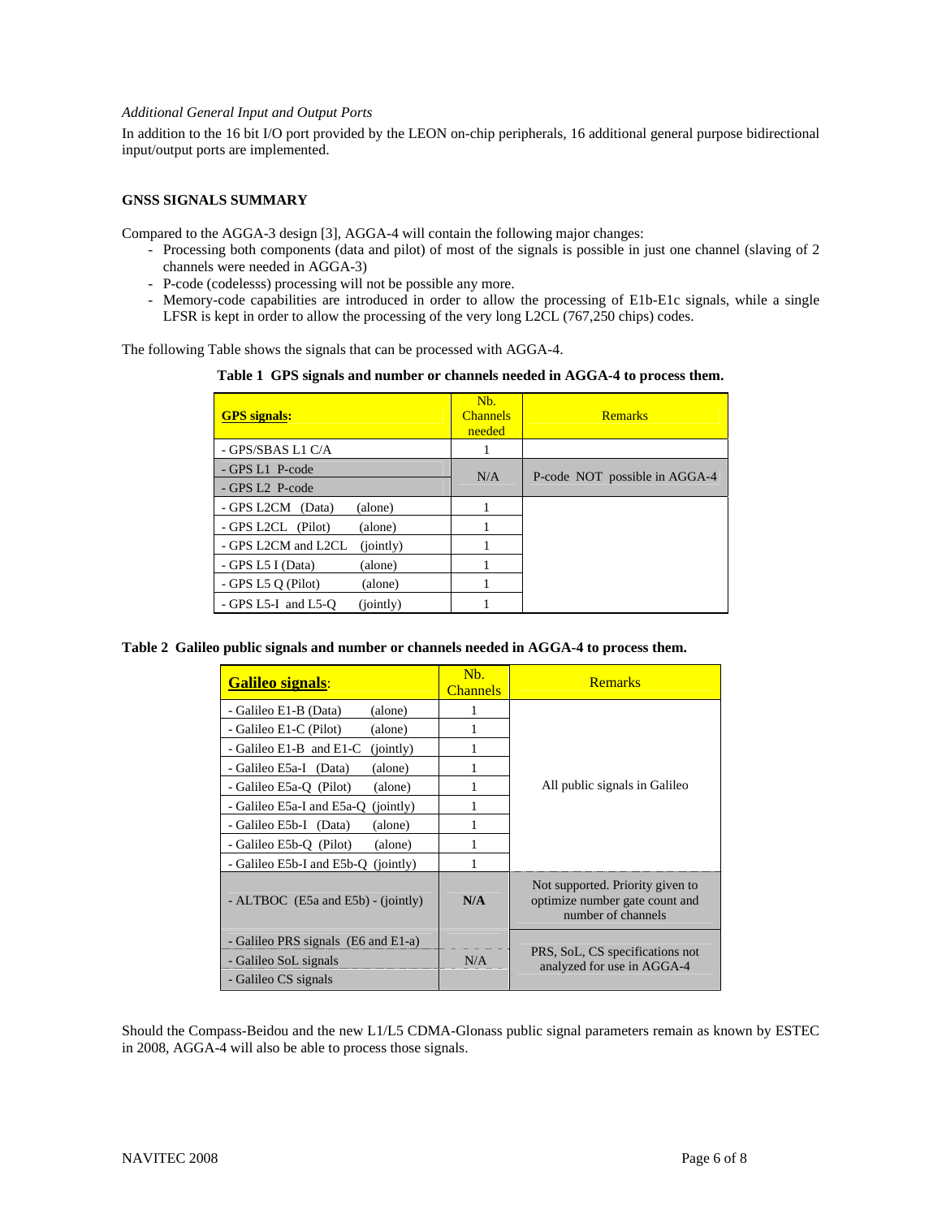*Additional General Input and Output Ports*

In addition to the 16 bit I/O port provided by the LEON on-chip peripherals, 16 additional general purpose bidirectional input/output ports are implemented.

## GNSS SIGNALS SUMMARY

Compared to the AGGA-3 design [3], AGGA-4 will contain the following major changes:

- Processing both components (data and pilot) of most of the signals is possible in just one channel (slaving of 2 channels were needed in AGGA-3)
- P-code (codelesss) processing will not be possible any more.
- Memory-code capabilities are introduced in order to allow the processing of E1b-E1c signals, while a single LFSR is kept in order to allow the processing of the very long L2CL (767,250 chips) codes.

The following Table shows the signals that can be processed with AGGA-4.

**Table 1 GPS signals and number or channels needed in AGGA-4 to process them.**

| GPS signals: | Nb. Channels needed | Remarks |
|---|---|---|
| - GPS/SBAS L1 C/A | 1 | |
| - GPS L1 P-code | N/A | P-code NOT possible in AGGA-4 |
| - GPS L2 P-code | | |
| - GPS L2CM (Data) (alone) | 1 | |
| - GPS L2CL (Pilot) (alone) | 1 | |
| - GPS L2CM and L2CL (jointly) | 1 | |
| - GPS L5 I (Data) (alone) | 1 | |
| - GPS L5 Q (Pilot) (alone) | 1 | |
| - GPS L5-I and L5-Q (jointly) | 1 | |

**Table 2 Galileo public signals and number or channels needed in AGGA-4 to process them.**

| Galileo signals: | Nb. Channels | Remarks |
|---|---|---|
| - Galileo E1-B (Data) (alone) | 1 | All public signals in Galileo |
| - Galileo E1-C (Pilot) (alone) | 1 | |
| - Galileo E1-B and E1-C (jointly) | 1 | |
| - Galileo E5a-I (Data) (alone) | 1 | |
| - Galileo E5a-Q (Pilot) (alone) | 1 | |
| - Galileo E5a-I and E5a-Q (jointly) | 1 | |
| - Galileo E5b-I (Data) (alone) | 1 | |
| - Galileo E5b-Q (Pilot) (alone) | 1 | |
| - Galileo E5b-I and E5b-Q (jointly) | 1 | |
| - ALTBOC (E5a and E5b) - (jointly) | **N/A** | Not supported. Priority given to optimize number gate count and number of channels |
| - Galileo PRS signals (E6 and E1-a) | N/A | PRS, SoL, CS specifications not analyzed for use in AGGA-4 |
| - Galileo SoL signals | | |
| - Galileo CS signals | | |

Should the Compass-Beidou and the new L1/L5 CDMA-Glonass public signal parameters remain as known by ESTEC in 2008, AGGA-4 will also be able to process those signals.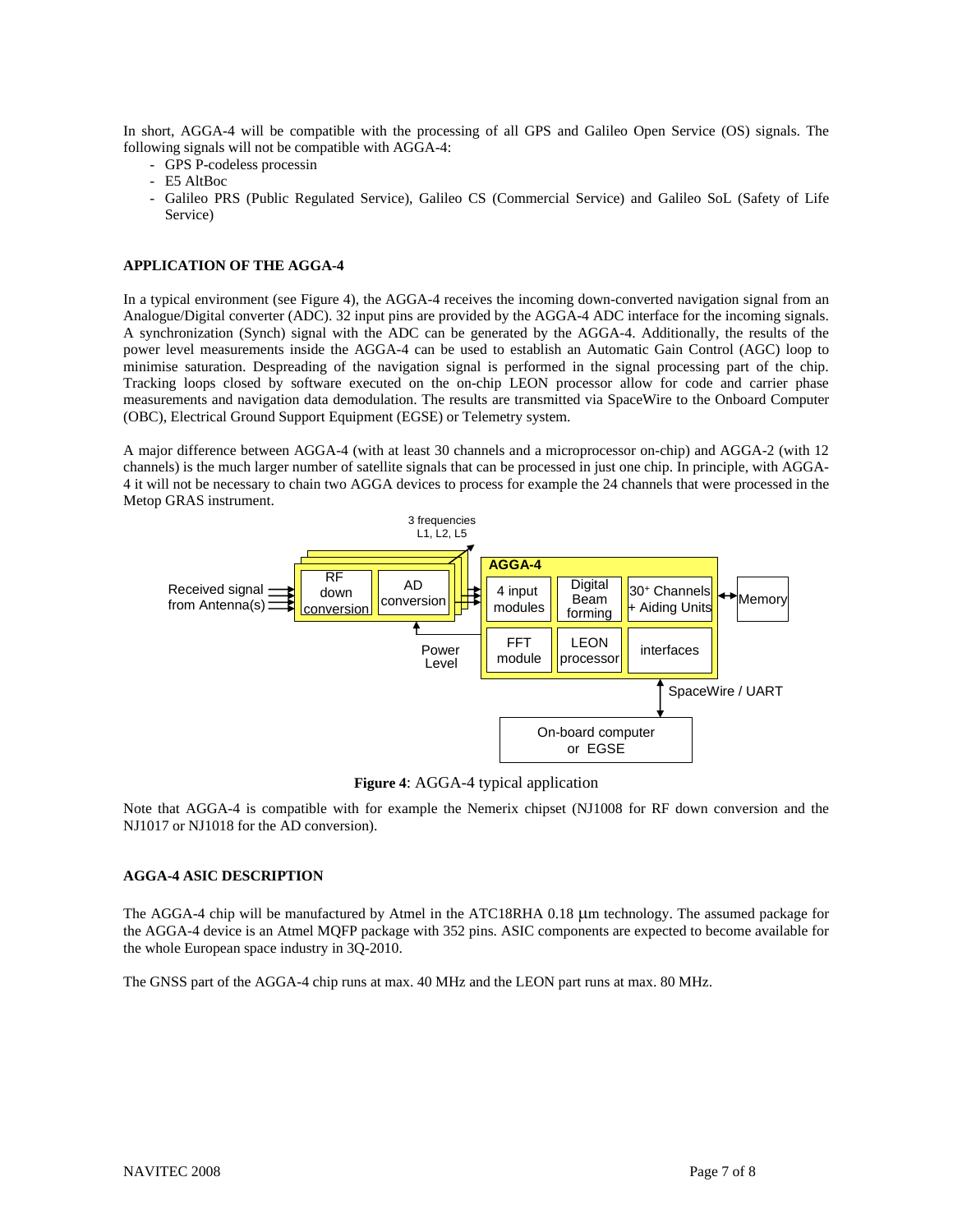In short, AGGA-4 will be compatible with the processing of all GPS and Galileo Open Service (OS) signals. The following signals will not be compatible with AGGA-4:

- GPS P-codeless processin
- E5 AltBoc
- Galileo PRS (Public Regulated Service), Galileo CS (Commercial Service) and Galileo SoL (Safety of Life Service)

**APPLICATION OF THE AGGA-4**

In a typical environment (see Figure 4), the AGGA-4 receives the incoming down-converted navigation signal from an Analogue/Digital converter (ADC). 32 input pins are provided by the AGGA-4 ADC interface for the incoming signals. A synchronization (Synch) signal with the ADC can be generated by the AGGA-4. Additionally, the results of the power level measurements inside the AGGA-4 can be used to establish an Automatic Gain Control (AGC) loop to minimise saturation. Despreading of the navigation signal is performed in the signal processing part of the chip. Tracking loops closed by software executed on the on-chip LEON processor allow for code and carrier phase measurements and navigation data demodulation. The results are transmitted via SpaceWire to the Onboard Computer (OBC), Electrical Ground Support Equipment (EGSE) or Telemetry system.

A major difference between AGGA-4 (with at least 30 channels and a microprocessor on-chip) and AGGA-2 (with 12 channels) is the much larger number of satellite signals that can be processed in just one chip. In principle, with AGGA-4 it will not be necessary to chain two AGGA devices to process for example the 24 channels that were processed in the Metop GRAS instrument.

3 frequencies L1, L2, L5

Received signal from Antenna(s) → RF down conversion → AD conversion → AGGA-4 [4 input modules | Digital Beam forming | 30+ Channels + Aiding Units | FFT module | LEON processor | interfaces] ↔ Memory

Power Level

SpaceWire / UART ↔ On-board computer or EGSE

**Figure 4**: AGGA-4 typical application

Note that AGGA-4 is compatible with for example the Nemerix chipset (NJ1008 for RF down conversion and the NJ1017 or NJ1018 for the AD conversion).

**AGGA-4 ASIC DESCRIPTION**

The AGGA-4 chip will be manufactured by Atmel in the ATC18RHA 0.18 μm technology. The assumed package for the AGGA-4 device is an Atmel MQFP package with 352 pins. ASIC components are expected to become available for the whole European space industry in 3Q-2010.

The GNSS part of the AGGA-4 chip runs at max. 40 MHz and the LEON part runs at max. 80 MHz.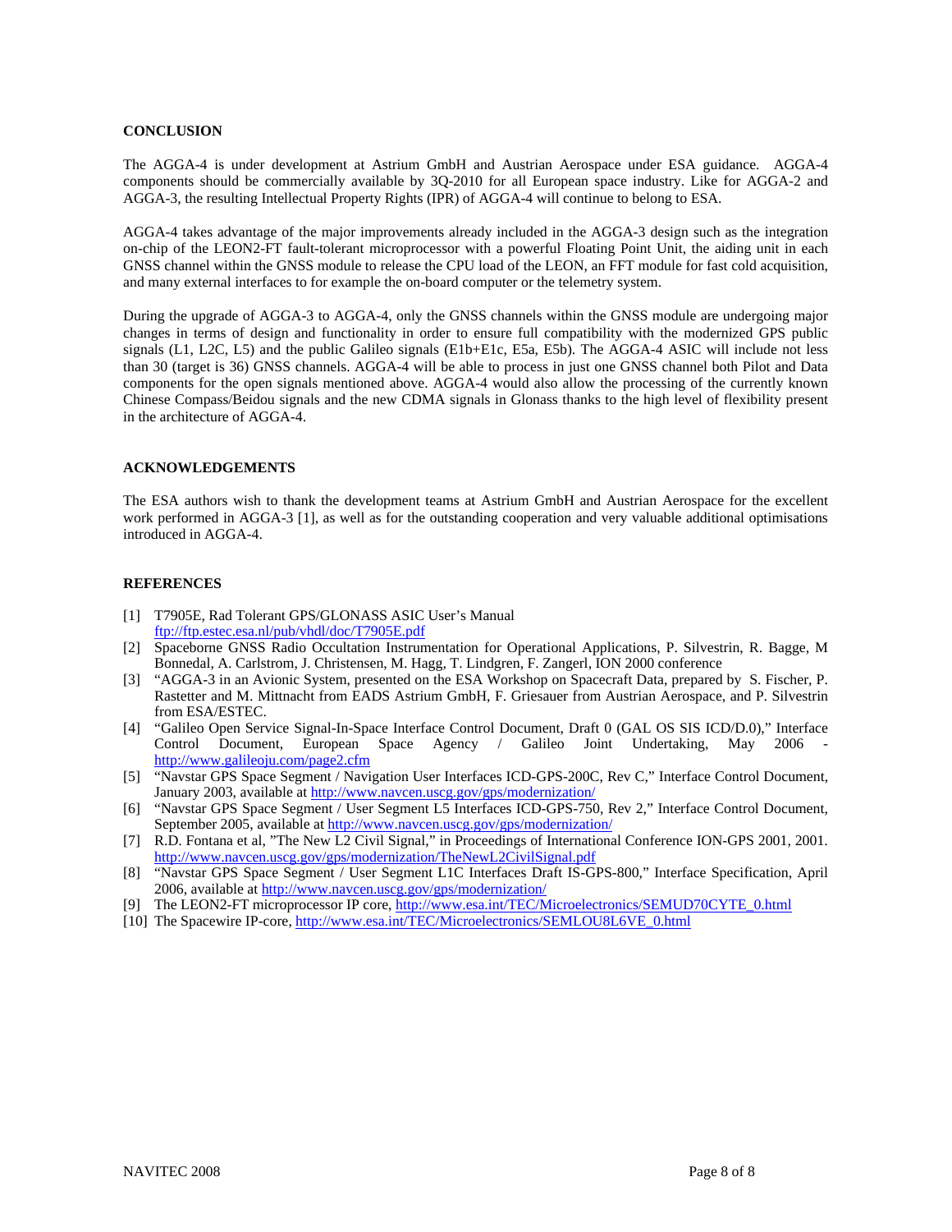## CONCLUSION

The AGGA-4 is under development at Astrium GmbH and Austrian Aerospace under ESA guidance. AGGA-4 components should be commercially available by 3Q-2010 for all European space industry. Like for AGGA-2 and AGGA-3, the resulting Intellectual Property Rights (IPR) of AGGA-4 will continue to belong to ESA.

AGGA-4 takes advantage of the major improvements already included in the AGGA-3 design such as the integration on-chip of the LEON2-FT fault-tolerant microprocessor with a powerful Floating Point Unit, the aiding unit in each GNSS channel within the GNSS module to release the CPU load of the LEON, an FFT module for fast cold acquisition, and many external interfaces to for example the on-board computer or the telemetry system.

During the upgrade of AGGA-3 to AGGA-4, only the GNSS channels within the GNSS module are undergoing major changes in terms of design and functionality in order to ensure full compatibility with the modernized GPS public signals (L1, L2C, L5) and the public Galileo signals (E1b+E1c, E5a, E5b). The AGGA-4 ASIC will include not less than 30 (target is 36) GNSS channels. AGGA-4 will be able to process in just one GNSS channel both Pilot and Data components for the open signals mentioned above. AGGA-4 would also allow the processing of the currently known Chinese Compass/Beidou signals and the new CDMA signals in Glonass thanks to the high level of flexibility present in the architecture of AGGA-4.

## ACKNOWLEDGEMENTS

The ESA authors wish to thank the development teams at Astrium GmbH and Austrian Aerospace for the excellent work performed in AGGA-3 [1], as well as for the outstanding cooperation and very valuable additional optimisations introduced in AGGA-4.

## REFERENCES

[1] T7905E, Rad Tolerant GPS/GLONASS ASIC User's Manual ftp://ftp.estec.esa.nl/pub/vhdl/doc/T7905E.pdf

[2] Spaceborne GNSS Radio Occultation Instrumentation for Operational Applications, P. Silvestrin, R. Bagge, M Bonnedal, A. Carlstrom, J. Christensen, M. Hagg, T. Lindgren, F. Zangerl, ION 2000 conference

[3] "AGGA-3 in an Avionic System, presented on the ESA Workshop on Spacecraft Data, prepared by S. Fischer, P. Rastetter and M. Mittnacht from EADS Astrium GmbH, F. Griesauer from Austrian Aerospace, and P. Silvestrin from ESA/ESTEC.

[4] "Galileo Open Service Signal-In-Space Interface Control Document, Draft 0 (GAL OS SIS ICD/D.0)," Interface Control Document, European Space Agency / Galileo Joint Undertaking, May 2006 - http://www.galileoju.com/page2.cfm

[5] "Navstar GPS Space Segment / Navigation User Interfaces ICD-GPS-200C, Rev C," Interface Control Document, January 2003, available at http://www.navcen.uscg.gov/gps/modernization/

[6] "Navstar GPS Space Segment / User Segment L5 Interfaces ICD-GPS-750, Rev 2," Interface Control Document, September 2005, available at http://www.navcen.uscg.gov/gps/modernization/

[7] R.D. Fontana et al, "The New L2 Civil Signal," in Proceedings of International Conference ION-GPS 2001, 2001. http://www.navcen.uscg.gov/gps/modernization/TheNewL2CivilSignal.pdf

[8] "Navstar GPS Space Segment / User Segment L1C Interfaces Draft IS-GPS-800," Interface Specification, April 2006, available at http://www.navcen.uscg.gov/gps/modernization/

[9] The LEON2-FT microprocessor IP core, http://www.esa.int/TEC/Microelectronics/SEMUD70CYTE_0.html

[10] The Spacewire IP-core, http://www.esa.int/TEC/Microelectronics/SEMLOU8L6VE_0.html